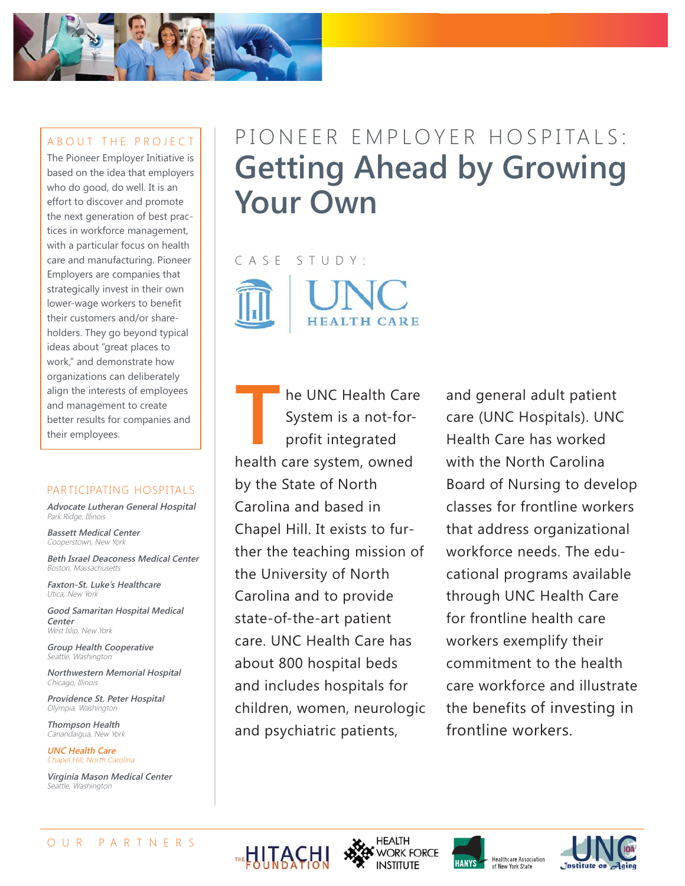# PIONEER EMPLOYER HOSPITALS: Getting Ahead by Growing Your Own

## CASE STUDY: UNC HEALTH CARE

The UNC Health Care System is a not-for-profit integrated health care system, owned by the State of North Carolina and based in Chapel Hill. It exists to further the teaching mission of the University of North Carolina and to provide state-of-the-art patient care. UNC Health Care has about 800 hospital beds and includes hospitals for children, women, neurologic and psychiatric patients, and general adult patient care (UNC Hospitals). UNC Health Care has worked with the North Carolina Board of Nursing to develop classes for frontline workers that address organizational workforce needs. The educational programs available through UNC Health Care for frontline health care workers exemplify their commitment to the health care workforce and illustrate the benefits of investing in frontline workers.

---

### ABOUT THE PROJECT

The Pioneer Employer Initiative is based on the idea that employers who do good, do well. It is an effort to discover and promote the next generation of best practices in workforce management, with a particular focus on health care and manufacturing. Pioneer Employers are companies that strategically invest in their own lower-wage workers to benefit their customers and/or shareholders. They go beyond typical ideas about "great places to work," and demonstrate how organizations can deliberately align the interests of employees and management to create better results for companies and their employees.

### PARTICIPATING HOSPITALS

***Advocate Lutheran General Hospital***
*Park Ridge, Illinois*

***Bassett Medical Center***
*Cooperstown, New York*

***Beth Israel Deaconess Medical Center***
*Boston, Massachusetts*

***Faxton-St. Luke's Healthcare***
*Utica, New York*

***Good Samaritan Hospital Medical Center***
*West Islip, New York*

***Group Health Cooperative***
*Seattle, Washington*

***Northwestern Memorial Hospital***
*Chicago, Illinois*

***Providence St. Peter Hospital***
*Olympia, Washington*

***Thompson Health***
*Canandaigua, New York*

***UNC Health Care***
*Chapel Hill, North Carolina*

***Virginia Mason Medical Center***
*Seattle, Washington*

### OUR PARTNERS

The Hitachi Foundation · Health Workforce Institute · HANYS Healthcare Association of New York State · UNC Institute on Aging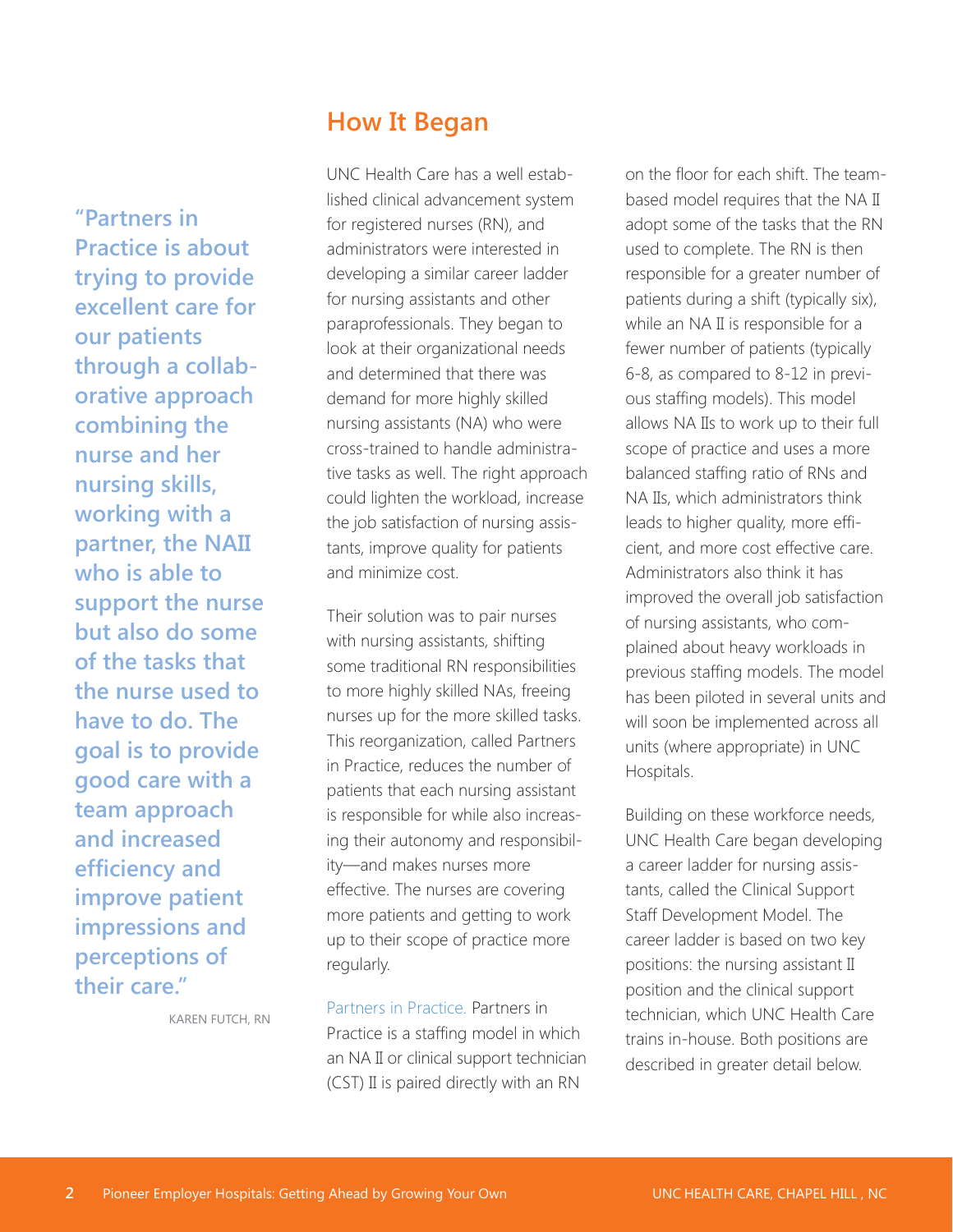> "Partners in Practice is about trying to provide excellent care for our patients through a collaborative approach combining the nurse and her nursing skills, working with a partner, the NAII who is able to support the nurse but also do some of the tasks that the nurse used to have to do. The goal is to provide good care with a team approach and increased efficiency and improve patient impressions and perceptions of their care."
>
> KAREN FUTCH, RN

## How It Began

UNC Health Care has a well established clinical advancement system for registered nurses (RN), and administrators were interested in developing a similar career ladder for nursing assistants and other paraprofessionals. They began to look at their organizational needs and determined that there was demand for more highly skilled nursing assistants (NA) who were cross-trained to handle administrative tasks as well. The right approach could lighten the workload, increase the job satisfaction of nursing assistants, improve quality for patients and minimize cost.

Their solution was to pair nurses with nursing assistants, shifting some traditional RN responsibilities to more highly skilled NAs, freeing nurses up for the more skilled tasks. This reorganization, called Partners in Practice, reduces the number of patients that each nursing assistant is responsible for while also increasing their autonomy and responsibility—and makes nurses more effective. The nurses are covering more patients and getting to work up to their scope of practice more regularly.

**Partners in Practice.** Partners in Practice is a staffing model in which an NA II or clinical support technician (CST) II is paired directly with an RN on the floor for each shift. The team-based model requires that the NA II adopt some of the tasks that the RN used to complete. The RN is then responsible for a greater number of patients during a shift (typically six), while an NA II is responsible for a fewer number of patients (typically 6-8, as compared to 8-12 in previous staffing models). This model allows NA IIs to work up to their full scope of practice and uses a more balanced staffing ratio of RNs and NA IIs, which administrators think leads to higher quality, more efficient, and more cost effective care. Administrators also think it has improved the overall job satisfaction of nursing assistants, who complained about heavy workloads in previous staffing models. The model has been piloted in several units and will soon be implemented across all units (where appropriate) in UNC Hospitals.

Building on these workforce needs, UNC Health Care began developing a career ladder for nursing assistants, called the Clinical Support Staff Development Model. The career ladder is based on two key positions: the nursing assistant II position and the clinical support technician, which UNC Health Care trains in-house. Both positions are described in greater detail below.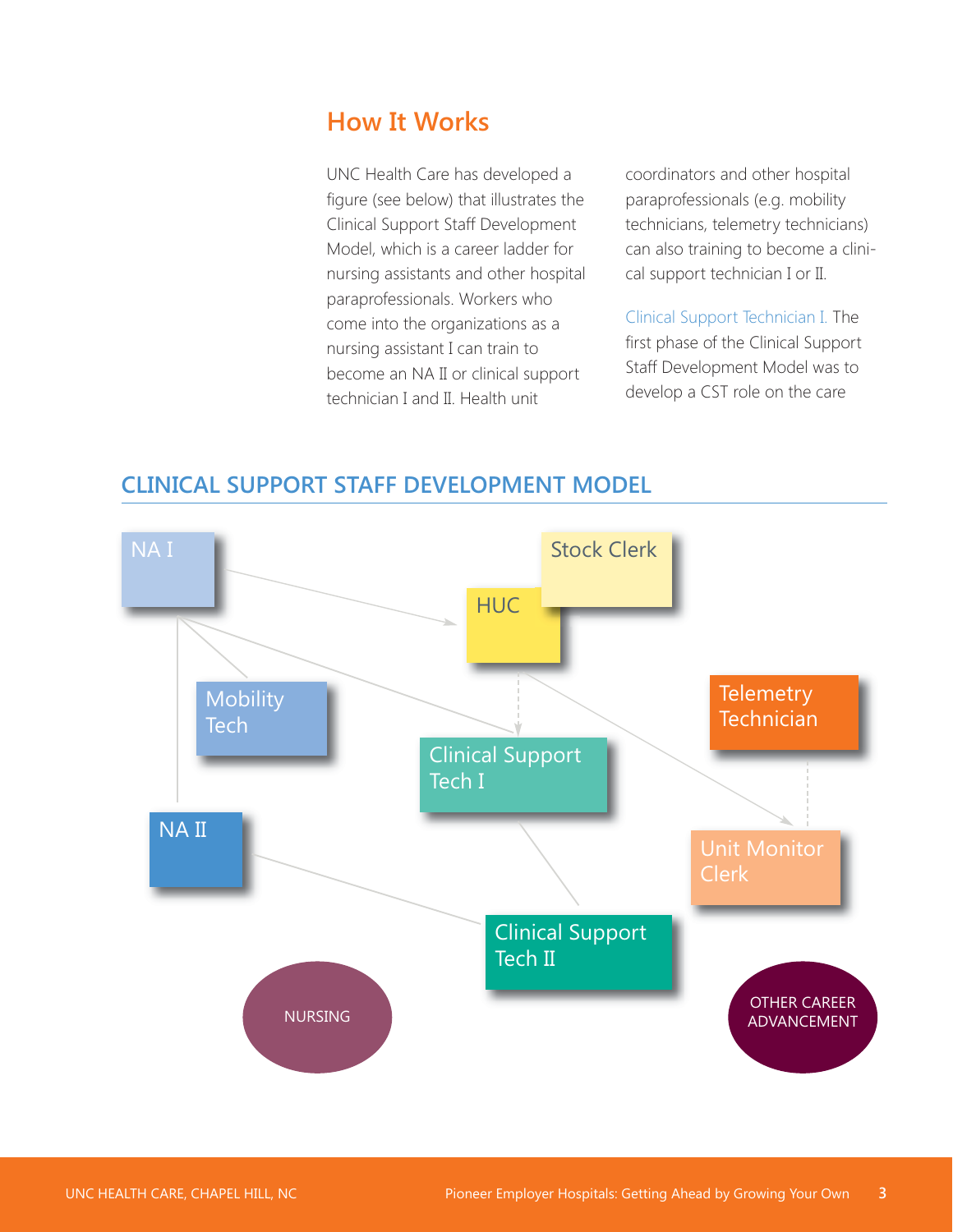## How It Works

UNC Health Care has developed a figure (see below) that illustrates the Clinical Support Staff Development Model, which is a career ladder for nursing assistants and other hospital paraprofessionals. Workers who come into the organizations as a nursing assistant I can train to become an NA II or clinical support technician I and II. Health unit coordinators and other hospital paraprofessionals (e.g. mobility technicians, telemetry technicians) can also training to become a clinical support technician I or II.

Clinical Support Technician I. The first phase of the Clinical Support Staff Development Model was to develop a CST role on the care

## CLINICAL SUPPORT STAFF DEVELOPMENT MODEL

NA I

Stock Clerk

HUC

Mobility Tech

Telemetry Technician

Clinical Support Tech I

NA II

Unit Monitor Clerk

Clinical Support Tech II

NURSING

OTHER CAREER ADVANCEMENT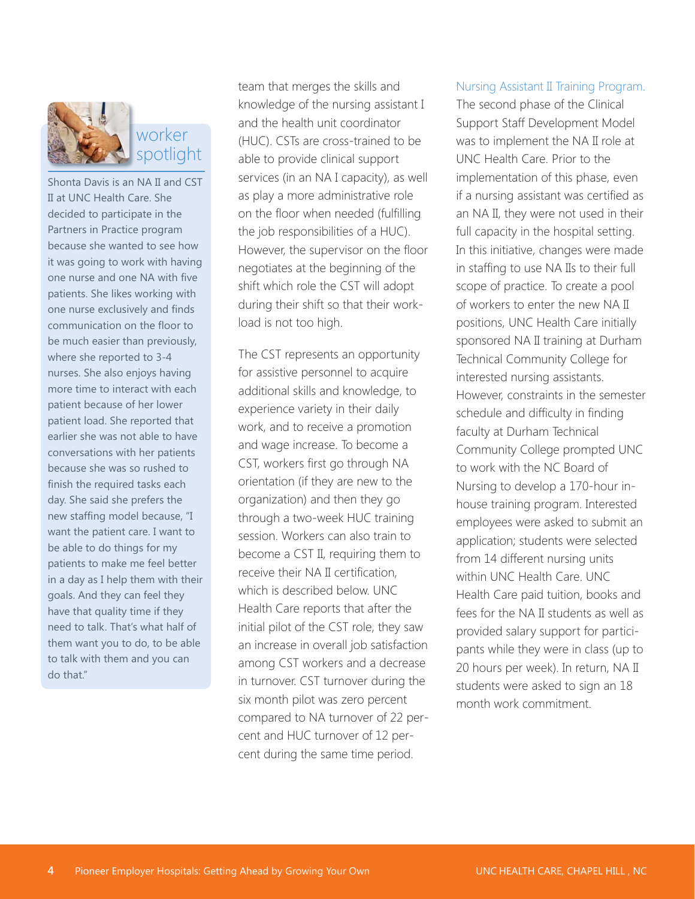## worker spotlight

Shonta Davis is an NA II and CST II at UNC Health Care. She decided to participate in the Partners in Practice program because she wanted to see how it was going to work with having one nurse and one NA with five patients. She likes working with one nurse exclusively and finds communication on the floor to be much easier than previously, where she reported to 3-4 nurses. She also enjoys having more time to interact with each patient because of her lower patient load. She reported that earlier she was not able to have conversations with her patients because she was so rushed to finish the required tasks each day. She said she prefers the new staffing model because, "I want the patient care. I want to be able to do things for my patients to make me feel better in a day as I help them with their goals. And they can feel they have that quality time if they need to talk. That's what half of them want you to do, to be able to talk with them and you can do that."

team that merges the skills and knowledge of the nursing assistant I and the health unit coordinator (HUC). CSTs are cross-trained to be able to provide clinical support services (in an NA I capacity), as well as play a more administrative role on the floor when needed (fulfilling the job responsibilities of a HUC). However, the supervisor on the floor negotiates at the beginning of the shift which role the CST will adopt during their shift so that their workload is not too high.

The CST represents an opportunity for assistive personnel to acquire additional skills and knowledge, to experience variety in their daily work, and to receive a promotion and wage increase. To become a CST, workers first go through NA orientation (if they are new to the organization) and then they go through a two-week HUC training session. Workers can also train to become a CST II, requiring them to receive their NA II certification, which is described below. UNC Health Care reports that after the initial pilot of the CST role, they saw an increase in overall job satisfaction among CST workers and a decrease in turnover. CST turnover during the six month pilot was zero percent compared to NA turnover of 22 percent and HUC turnover of 12 percent during the same time period.

### Nursing Assistant II Training Program.

The second phase of the Clinical Support Staff Development Model was to implement the NA II role at UNC Health Care. Prior to the implementation of this phase, even if a nursing assistant was certified as an NA II, they were not used in their full capacity in the hospital setting. In this initiative, changes were made in staffing to use NA IIs to their full scope of practice. To create a pool of workers to enter the new NA II positions, UNC Health Care initially sponsored NA II training at Durham Technical Community College for interested nursing assistants. However, constraints in the semester schedule and difficulty in finding faculty at Durham Technical Community College prompted UNC to work with the NC Board of Nursing to develop a 170-hour in-house training program. Interested employees were asked to submit an application; students were selected from 14 different nursing units within UNC Health Care. UNC Health Care paid tuition, books and fees for the NA II students as well as provided salary support for participants while they were in class (up to 20 hours per week). In return, NA II students were asked to sign an 18 month work commitment.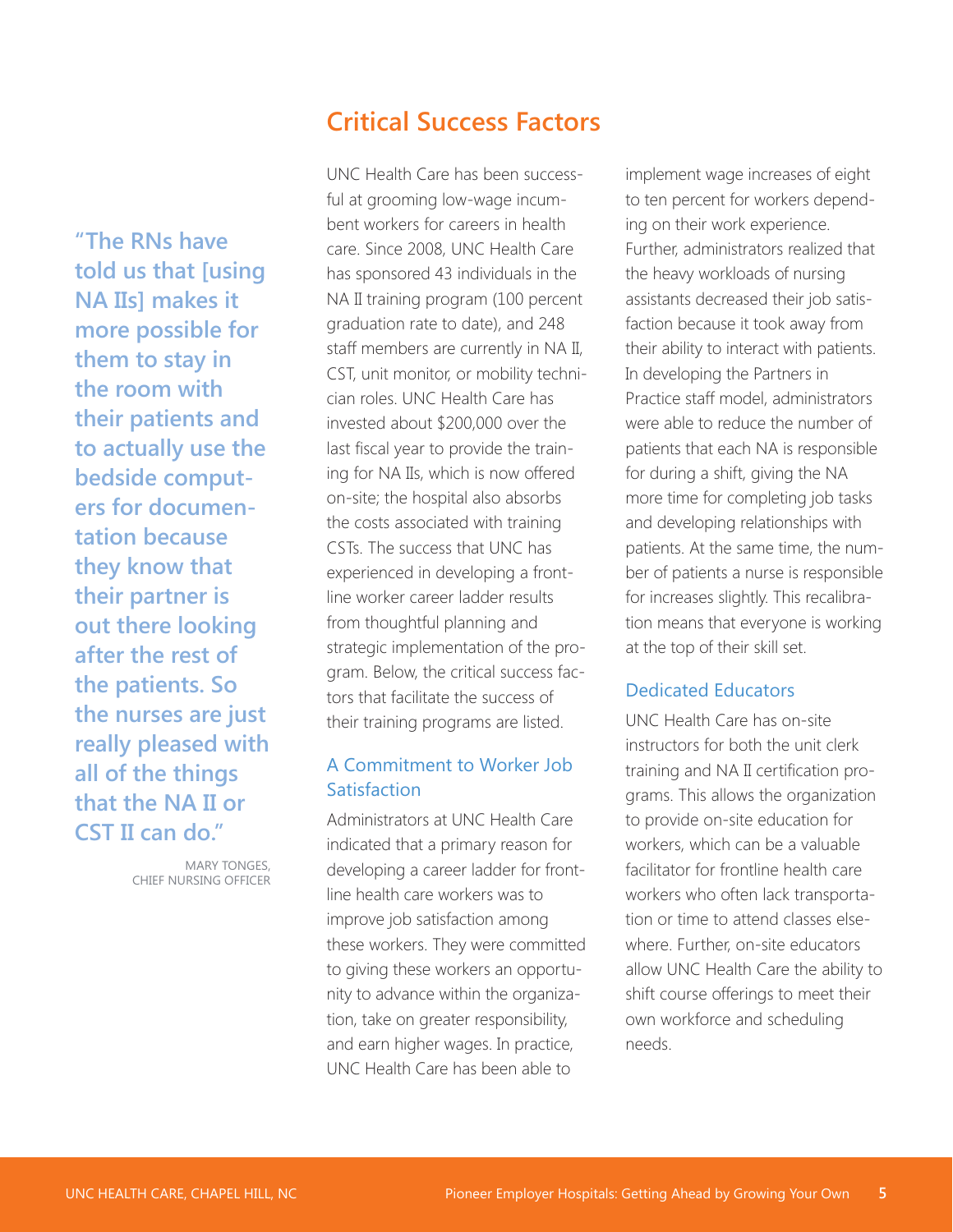## Critical Success Factors

> **"The RNs have told us that [using NA IIs] makes it more possible for them to stay in the room with their patients and to actually use the bedside computers for documentation because they know that their partner is out there looking after the rest of the patients. So the nurses are just really pleased with all of the things that the NA II or CST II can do."**
>
> MARY TONGES, CHIEF NURSING OFFICER

UNC Health Care has been successful at grooming low-wage incumbent workers for careers in health care. Since 2008, UNC Health Care has sponsored 43 individuals in the NA II training program (100 percent graduation rate to date), and 248 staff members are currently in NA II, CST, unit monitor, or mobility technician roles. UNC Health Care has invested about $200,000 over the last fiscal year to provide the training for NA IIs, which is now offered on-site; the hospital also absorbs the costs associated with training CSTs. The success that UNC has experienced in developing a frontline worker career ladder results from thoughtful planning and strategic implementation of the program. Below, the critical success factors that facilitate the success of their training programs are listed.

### A Commitment to Worker Job Satisfaction

Administrators at UNC Health Care indicated that a primary reason for developing a career ladder for frontline health care workers was to improve job satisfaction among these workers. They were committed to giving these workers an opportunity to advance within the organization, take on greater responsibility, and earn higher wages. In practice, UNC Health Care has been able to implement wage increases of eight to ten percent for workers depending on their work experience. Further, administrators realized that the heavy workloads of nursing assistants decreased their job satisfaction because it took away from their ability to interact with patients. In developing the Partners in Practice staff model, administrators were able to reduce the number of patients that each NA is responsible for during a shift, giving the NA more time for completing job tasks and developing relationships with patients. At the same time, the number of patients a nurse is responsible for increases slightly. This recalibration means that everyone is working at the top of their skill set.

### Dedicated Educators

UNC Health Care has on-site instructors for both the unit clerk training and NA II certification programs. This allows the organization to provide on-site education for workers, which can be a valuable facilitator for frontline health care workers who often lack transportation or time to attend classes elsewhere. Further, on-site educators allow UNC Health Care the ability to shift course offerings to meet their own workforce and scheduling needs.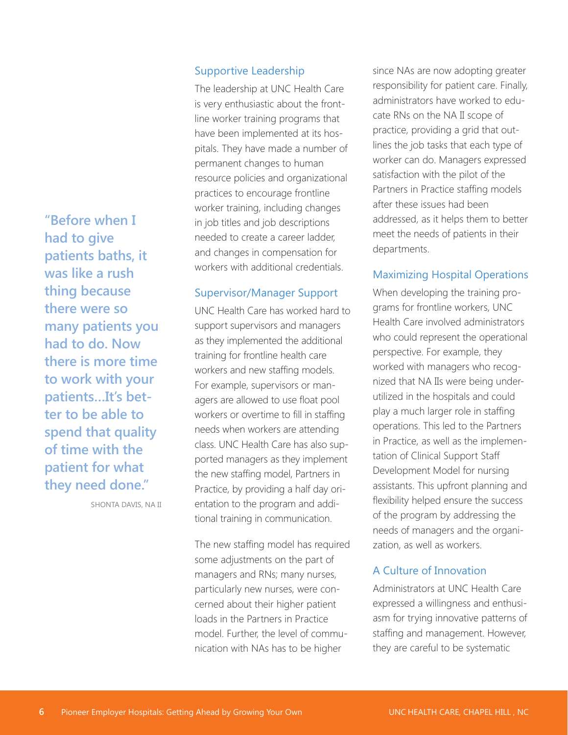> **"Before when I had to give patients baths, it was like a rush thing because there were so many patients you had to do. Now there is more time to work with your patients…It's better to be able to spend that quality of time with the patient for what they need done."**
>
> SHONTA DAVIS, NA II

### Supportive Leadership

The leadership at UNC Health Care is very enthusiastic about the frontline worker training programs that have been implemented at its hospitals. They have made a number of permanent changes to human resource policies and organizational practices to encourage frontline worker training, including changes in job titles and job descriptions needed to create a career ladder, and changes in compensation for workers with additional credentials.

### Supervisor/Manager Support

UNC Health Care has worked hard to support supervisors and managers as they implemented the additional training for frontline health care workers and new staffing models. For example, supervisors or managers are allowed to use float pool workers or overtime to fill in staffing needs when workers are attending class. UNC Health Care has also supported managers as they implement the new staffing model, Partners in Practice, by providing a half day orientation to the program and additional training in communication.

The new staffing model has required some adjustments on the part of managers and RNs; many nurses, particularly new nurses, were concerned about their higher patient loads in the Partners in Practice model. Further, the level of communication with NAs has to be higher since NAs are now adopting greater responsibility for patient care. Finally, administrators have worked to educate RNs on the NA II scope of practice, providing a grid that outlines the job tasks that each type of worker can do. Managers expressed satisfaction with the pilot of the Partners in Practice staffing models after these issues had been addressed, as it helps them to better meet the needs of patients in their departments.

### Maximizing Hospital Operations

When developing the training programs for frontline workers, UNC Health Care involved administrators who could represent the operational perspective. For example, they worked with managers who recognized that NA IIs were being underutilized in the hospitals and could play a much larger role in staffing operations. This led to the Partners in Practice, as well as the implementation of Clinical Support Staff Development Model for nursing assistants. This upfront planning and flexibility helped ensure the success of the program by addressing the needs of managers and the organization, as well as workers.

### A Culture of Innovation

Administrators at UNC Health Care expressed a willingness and enthusiasm for trying innovative patterns of staffing and management. However, they are careful to be systematic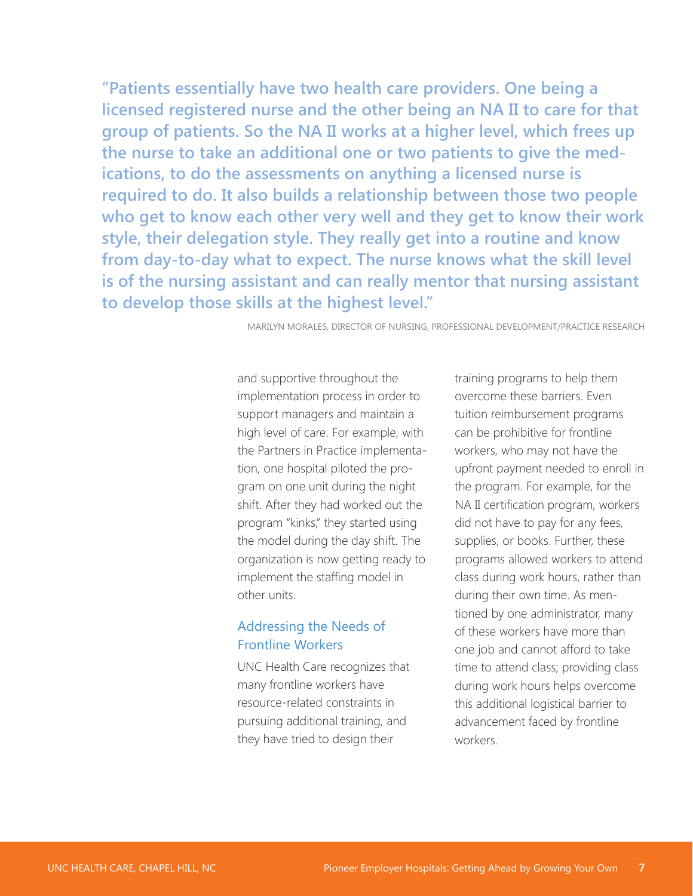> **"Patients essentially have two health care providers. One being a licensed registered nurse and the other being an NA II to care for that group of patients. So the NA II works at a higher level, which frees up the nurse to take an additional one or two patients to give the medications, to do the assessments on anything a licensed nurse is required to do. It also builds a relationship between those two people who get to know each other very well and they get to know their work style, their delegation style. They really get into a routine and know from day-to-day what to expect. The nurse knows what the skill level is of the nursing assistant and can really mentor that nursing assistant to develop those skills at the highest level."**
>
> MARILYN MORALES, DIRECTOR OF NURSING, PROFESSIONAL DEVELOPMENT/PRACTICE RESEARCH

and supportive throughout the implementation process in order to support managers and maintain a high level of care. For example, with the Partners in Practice implementation, one hospital piloted the program on one unit during the night shift. After they had worked out the program "kinks," they started using the model during the day shift. The organization is now getting ready to implement the staffing model in other units.

### Addressing the Needs of Frontline Workers

UNC Health Care recognizes that many frontline workers have resource-related constraints in pursuing additional training, and they have tried to design their training programs to help them overcome these barriers. Even tuition reimbursement programs can be prohibitive for frontline workers, who may not have the upfront payment needed to enroll in the program. For example, for the NA II certification program, workers did not have to pay for any fees, supplies, or books. Further, these programs allowed workers to attend class during work hours, rather than during their own time. As mentioned by one administrator, many of these workers have more than one job and cannot afford to take time to attend class; providing class during work hours helps overcome this additional logistical barrier to advancement faced by frontline workers.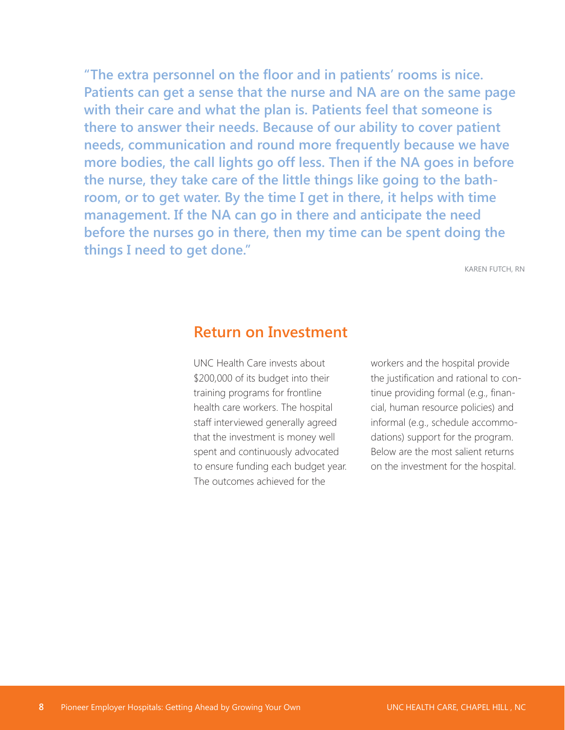**"The extra personnel on the floor and in patients' rooms is nice. Patients can get a sense that the nurse and NA are on the same page with their care and what the plan is. Patients feel that someone is there to answer their needs. Because of our ability to cover patient needs, communication and round more frequently because we have more bodies, the call lights go off less. Then if the NA goes in before the nurse, they take care of the little things like going to the bathroom, or to get water. By the time I get in there, it helps with time management. If the NA can go in there and anticipate the need before the nurses go in there, then my time can be spent doing the things I need to get done."**

KAREN FUTCH, RN

## Return on Investment

UNC Health Care invests about $200,000 of its budget into their training programs for frontline health care workers. The hospital staff interviewed generally agreed that the investment is money well spent and continuously advocated to ensure funding each budget year. The outcomes achieved for the workers and the hospital provide the justification and rational to continue providing formal (e.g., financial, human resource policies) and informal (e.g., schedule accommodations) support for the program. Below are the most salient returns on the investment for the hospital.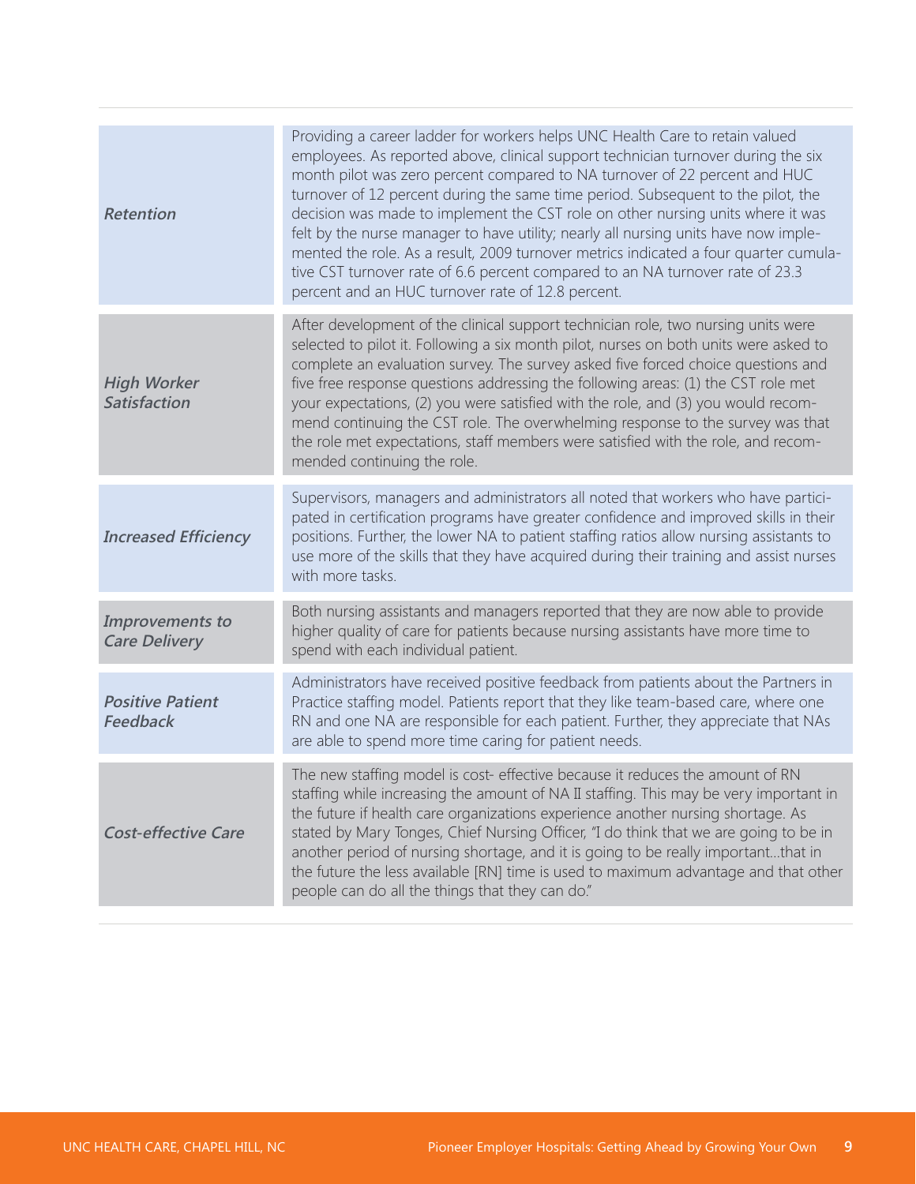| | |
|---|---|
| *Retention* | Providing a career ladder for workers helps UNC Health Care to retain valued employees. As reported above, clinical support technician turnover during the six month pilot was zero percent compared to NA turnover of 22 percent and HUC turnover of 12 percent during the same time period. Subsequent to the pilot, the decision was made to implement the CST role on other nursing units where it was felt by the nurse manager to have utility; nearly all nursing units have now implemented the role. As a result, 2009 turnover metrics indicated a four quarter cumulative CST turnover rate of 6.6 percent compared to an NA turnover rate of 23.3 percent and an HUC turnover rate of 12.8 percent. |
| *High Worker Satisfaction* | After development of the clinical support technician role, two nursing units were selected to pilot it. Following a six month pilot, nurses on both units were asked to complete an evaluation survey. The survey asked five forced choice questions and five free response questions addressing the following areas: (1) the CST role met your expectations, (2) you were satisfied with the role, and (3) you would recommend continuing the CST role. The overwhelming response to the survey was that the role met expectations, staff members were satisfied with the role, and recommended continuing the role. |
| *Increased Efficiency* | Supervisors, managers and administrators all noted that workers who have participated in certification programs have greater confidence and improved skills in their positions. Further, the lower NA to patient staffing ratios allow nursing assistants to use more of the skills that they have acquired during their training and assist nurses with more tasks. |
| *Improvements to Care Delivery* | Both nursing assistants and managers reported that they are now able to provide higher quality of care for patients because nursing assistants have more time to spend with each individual patient. |
| *Positive Patient Feedback* | Administrators have received positive feedback from patients about the Partners in Practice staffing model. Patients report that they like team-based care, where one RN and one NA are responsible for each patient. Further, they appreciate that NAs are able to spend more time caring for patient needs. |
| *Cost-effective Care* | The new staffing model is cost- effective because it reduces the amount of RN staffing while increasing the amount of NA II staffing. This may be very important in the future if health care organizations experience another nursing shortage. As stated by Mary Tonges, Chief Nursing Officer, "I do think that we are going to be in another period of nursing shortage, and it is going to be really important…that in the future the less available [RN] time is used to maximum advantage and that other people can do all the things that they can do." |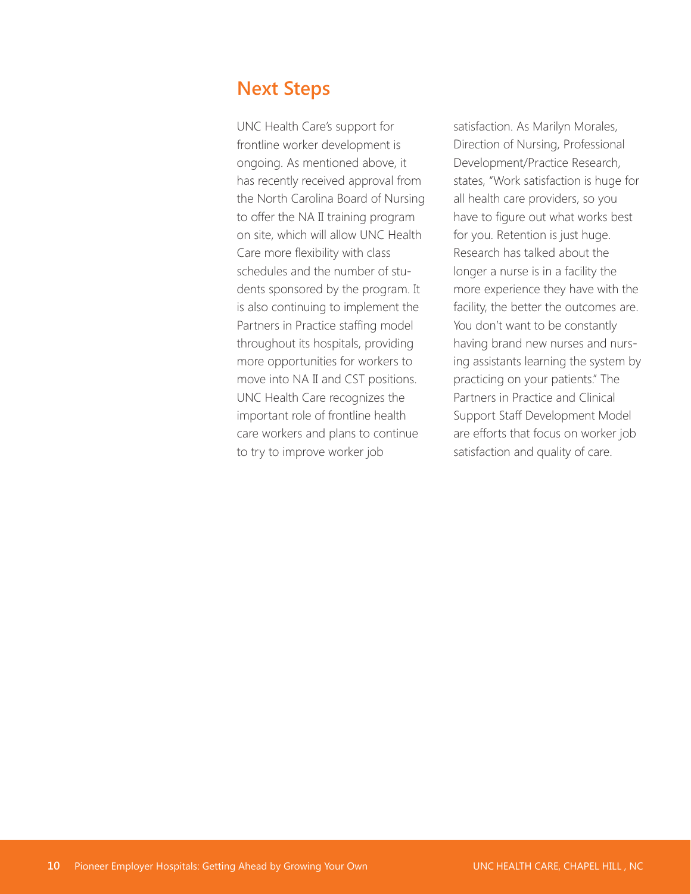## Next Steps

UNC Health Care's support for frontline worker development is ongoing. As mentioned above, it has recently received approval from the North Carolina Board of Nursing to offer the NA II training program on site, which will allow UNC Health Care more flexibility with class schedules and the number of students sponsored by the program. It is also continuing to implement the Partners in Practice staffing model throughout its hospitals, providing more opportunities for workers to move into NA II and CST positions. UNC Health Care recognizes the important role of frontline health care workers and plans to continue to try to improve worker job satisfaction. As Marilyn Morales, Direction of Nursing, Professional Development/Practice Research, states, "Work satisfaction is huge for all health care providers, so you have to figure out what works best for you. Retention is just huge. Research has talked about the longer a nurse is in a facility the more experience they have with the facility, the better the outcomes are. You don't want to be constantly having brand new nurses and nursing assistants learning the system by practicing on your patients." The Partners in Practice and Clinical Support Staff Development Model are efforts that focus on worker job satisfaction and quality of care.